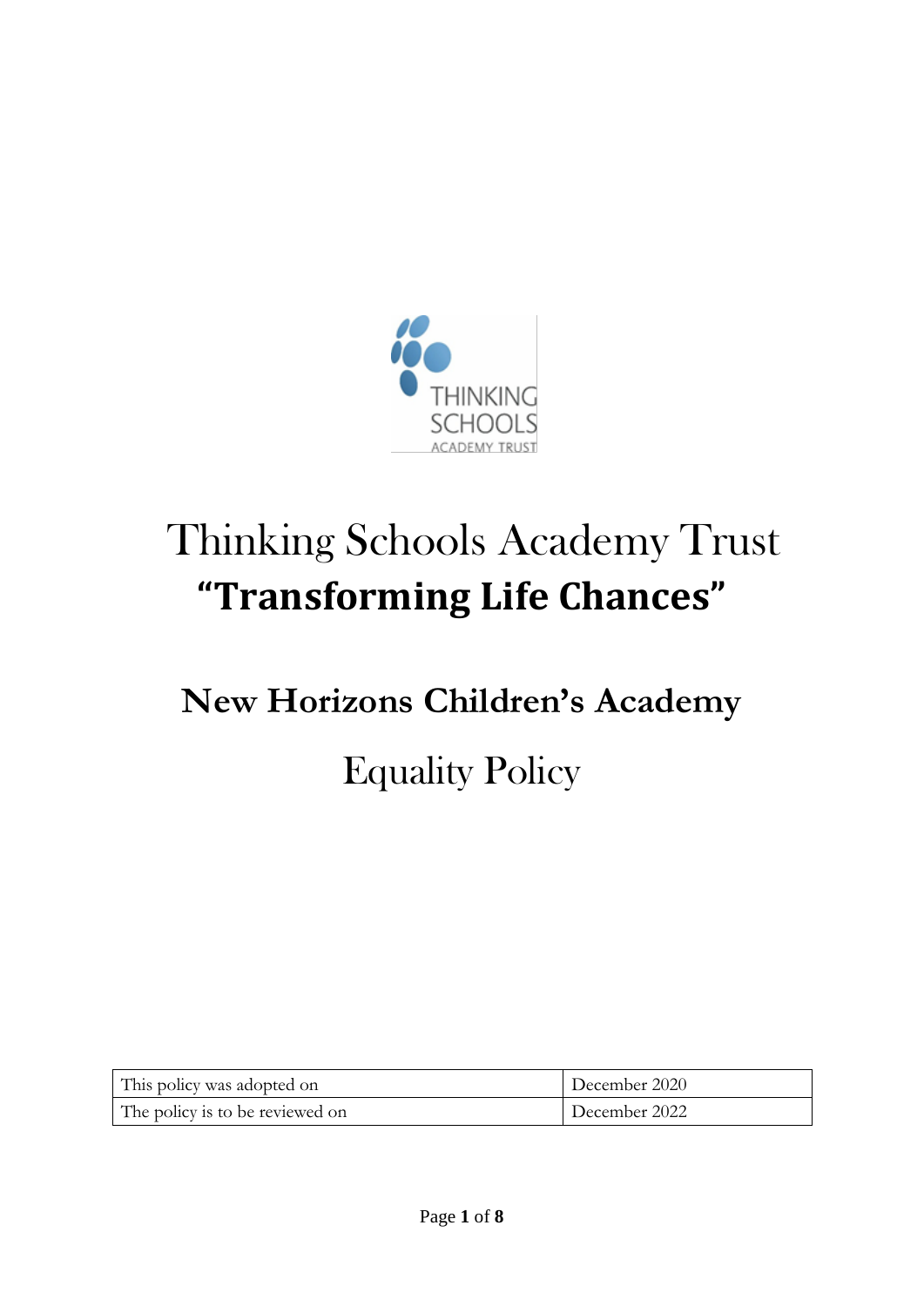# Thinking Schools Academy Trust

## **"Transforming Life Chances"**

## **New Horizons Children's Academy**

# Equality Policy

| This policy was adopted on | December 2020 |
|---|---|
| The policy is to be reviewed on | December 2022 |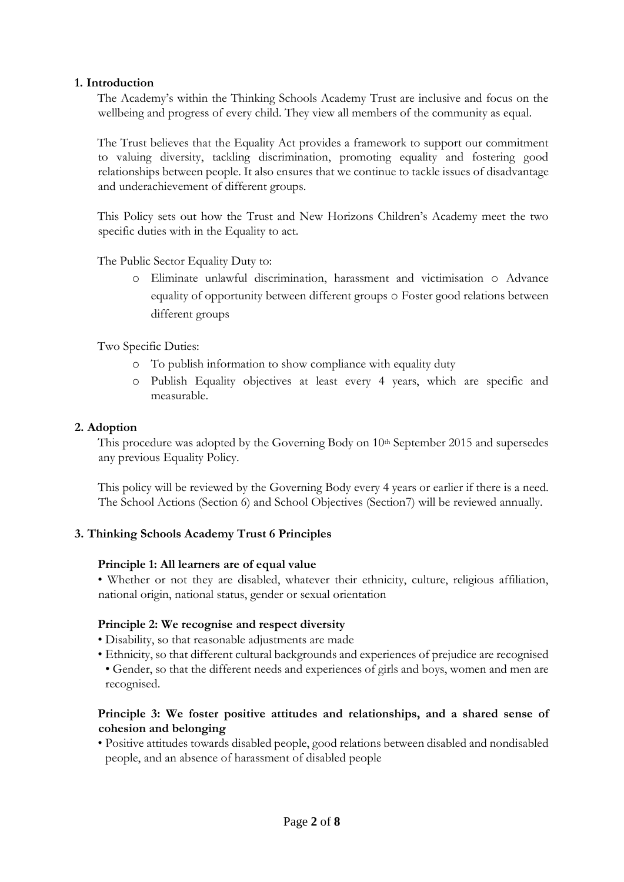## 1. Introduction

The Academy's within the Thinking Schools Academy Trust are inclusive and focus on the wellbeing and progress of every child. They view all members of the community as equal.

The Trust believes that the Equality Act provides a framework to support our commitment to valuing diversity, tackling discrimination, promoting equality and fostering good relationships between people. It also ensures that we continue to tackle issues of disadvantage and underachievement of different groups.

This Policy sets out how the Trust and New Horizons Children's Academy meet the two specific duties with in the Equality to act.

The Public Sector Equality Duty to:

- Eliminate unlawful discrimination, harassment and victimisation
- Advance equality of opportunity between different groups
- Foster good relations between different groups

Two Specific Duties:

- To publish information to show compliance with equality duty
- Publish Equality objectives at least every 4 years, which are specific and measurable.

## 2. Adoption

This procedure was adopted by the Governing Body on 10th September 2015 and supersedes any previous Equality Policy.

This policy will be reviewed by the Governing Body every 4 years or earlier if there is a need. The School Actions (Section 6) and School Objectives (Section7) will be reviewed annually.

## 3. Thinking Schools Academy Trust 6 Principles

### Principle 1: All learners are of equal value

- Whether or not they are disabled, whatever their ethnicity, culture, religious affiliation, national origin, national status, gender or sexual orientation

### Principle 2: We recognise and respect diversity

- Disability, so that reasonable adjustments are made
- Ethnicity, so that different cultural backgrounds and experiences of prejudice are recognised
- Gender, so that the different needs and experiences of girls and boys, women and men are recognised.

### Principle 3: We foster positive attitudes and relationships, and a shared sense of cohesion and belonging

- Positive attitudes towards disabled people, good relations between disabled and nondisabled people, and an absence of harassment of disabled people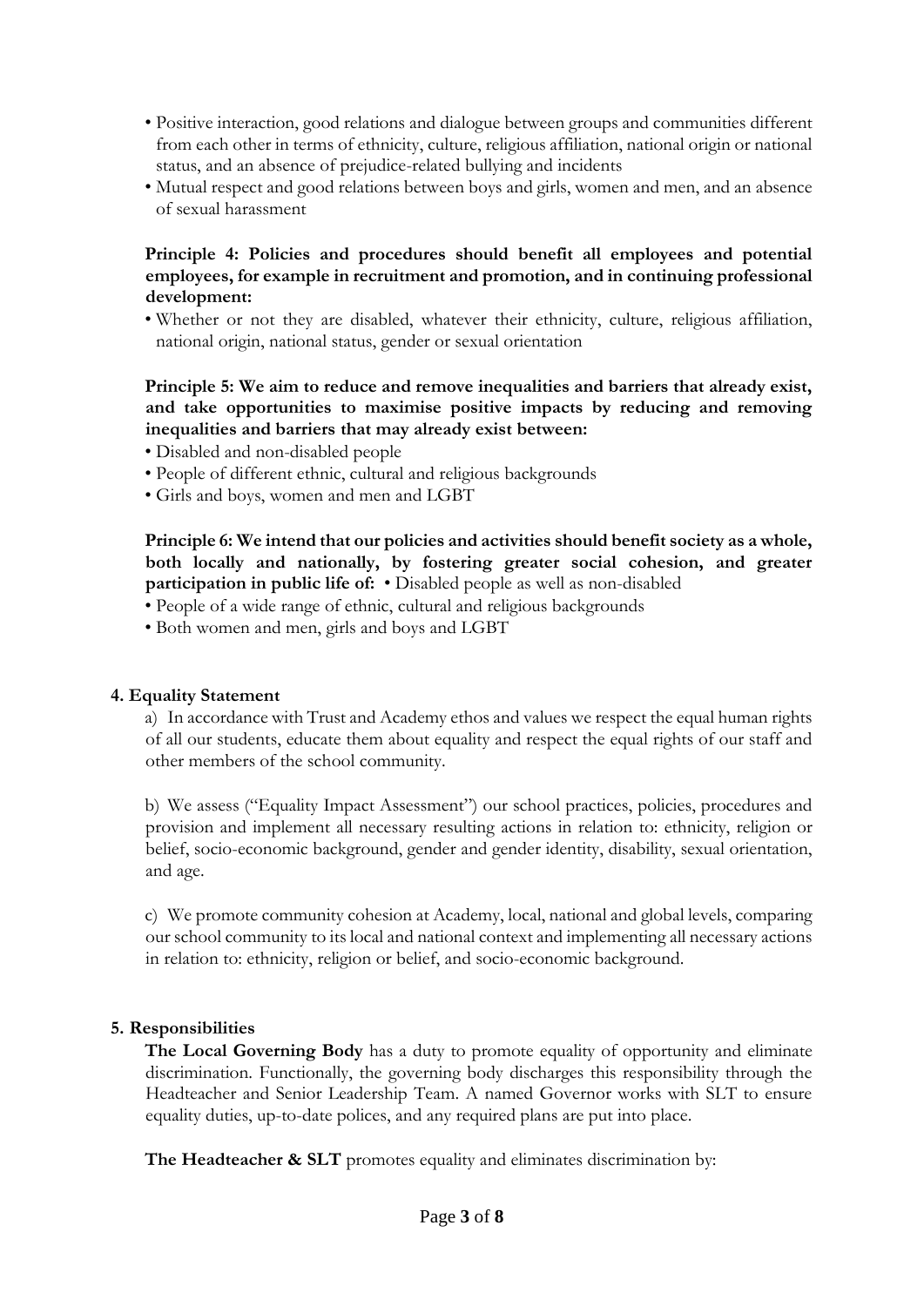- Positive interaction, good relations and dialogue between groups and communities different from each other in terms of ethnicity, culture, religious affiliation, national origin or national status, and an absence of prejudice-related bullying and incidents
- Mutual respect and good relations between boys and girls, women and men, and an absence of sexual harassment

**Principle 4: Policies and procedures should benefit all employees and potential employees, for example in recruitment and promotion, and in continuing professional development:**

- Whether or not they are disabled, whatever their ethnicity, culture, religious affiliation, national origin, national status, gender or sexual orientation

**Principle 5: We aim to reduce and remove inequalities and barriers that already exist, and take opportunities to maximise positive impacts by reducing and removing inequalities and barriers that may already exist between:**

- Disabled and non-disabled people
- People of different ethnic, cultural and religious backgrounds
- Girls and boys, women and men and LGBT

**Principle 6: We intend that our policies and activities should benefit society as a whole, both locally and nationally, by fostering greater social cohesion, and greater participation in public life of:**

- Disabled people as well as non-disabled
- People of a wide range of ethnic, cultural and religious backgrounds
- Both women and men, girls and boys and LGBT

## 4. Equality Statement

a) In accordance with Trust and Academy ethos and values we respect the equal human rights of all our students, educate them about equality and respect the equal rights of our staff and other members of the school community.

b) We assess ("Equality Impact Assessment") our school practices, policies, procedures and provision and implement all necessary resulting actions in relation to: ethnicity, religion or belief, socio-economic background, gender and gender identity, disability, sexual orientation, and age.

c) We promote community cohesion at Academy, local, national and global levels, comparing our school community to its local and national context and implementing all necessary actions in relation to: ethnicity, religion or belief, and socio-economic background.

## 5. Responsibilities

**The Local Governing Body** has a duty to promote equality of opportunity and eliminate discrimination. Functionally, the governing body discharges this responsibility through the Headteacher and Senior Leadership Team. A named Governor works with SLT to ensure equality duties, up-to-date polices, and any required plans are put into place.

**The Headteacher & SLT** promotes equality and eliminates discrimination by: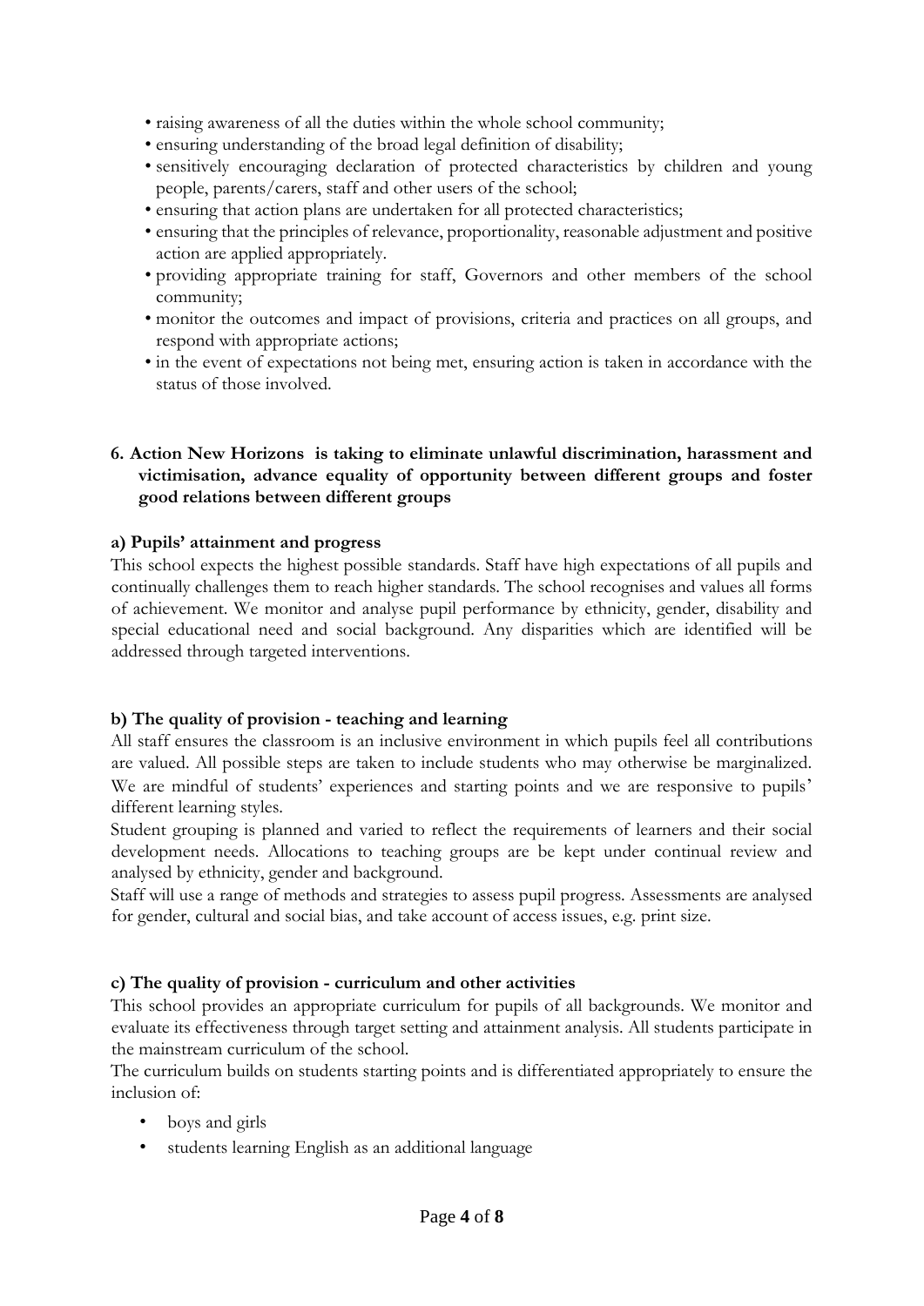- raising awareness of all the duties within the whole school community;
- ensuring understanding of the broad legal definition of disability;
- sensitively encouraging declaration of protected characteristics by children and young people, parents/carers, staff and other users of the school;
- ensuring that action plans are undertaken for all protected characteristics;
- ensuring that the principles of relevance, proportionality, reasonable adjustment and positive action are applied appropriately.
- providing appropriate training for staff, Governors and other members of the school community;
- monitor the outcomes and impact of provisions, criteria and practices on all groups, and respond with appropriate actions;
- in the event of expectations not being met, ensuring action is taken in accordance with the status of those involved.

## 6. Action New Horizons is taking to eliminate unlawful discrimination, harassment and victimisation, advance equality of opportunity between different groups and foster good relations between different groups

### a) Pupils' attainment and progress

This school expects the highest possible standards. Staff have high expectations of all pupils and continually challenges them to reach higher standards. The school recognises and values all forms of achievement. We monitor and analyse pupil performance by ethnicity, gender, disability and special educational need and social background. Any disparities which are identified will be addressed through targeted interventions.

### b) The quality of provision - teaching and learning

All staff ensures the classroom is an inclusive environment in which pupils feel all contributions are valued. All possible steps are taken to include students who may otherwise be marginalized. We are mindful of students' experiences and starting points and we are responsive to pupils' different learning styles.

Student grouping is planned and varied to reflect the requirements of learners and their social development needs. Allocations to teaching groups are be kept under continual review and analysed by ethnicity, gender and background.

Staff will use a range of methods and strategies to assess pupil progress. Assessments are analysed for gender, cultural and social bias, and take account of access issues, e.g. print size.

### c) The quality of provision - curriculum and other activities

This school provides an appropriate curriculum for pupils of all backgrounds. We monitor and evaluate its effectiveness through target setting and attainment analysis. All students participate in the mainstream curriculum of the school.

The curriculum builds on students starting points and is differentiated appropriately to ensure the inclusion of:

- boys and girls
- students learning English as an additional language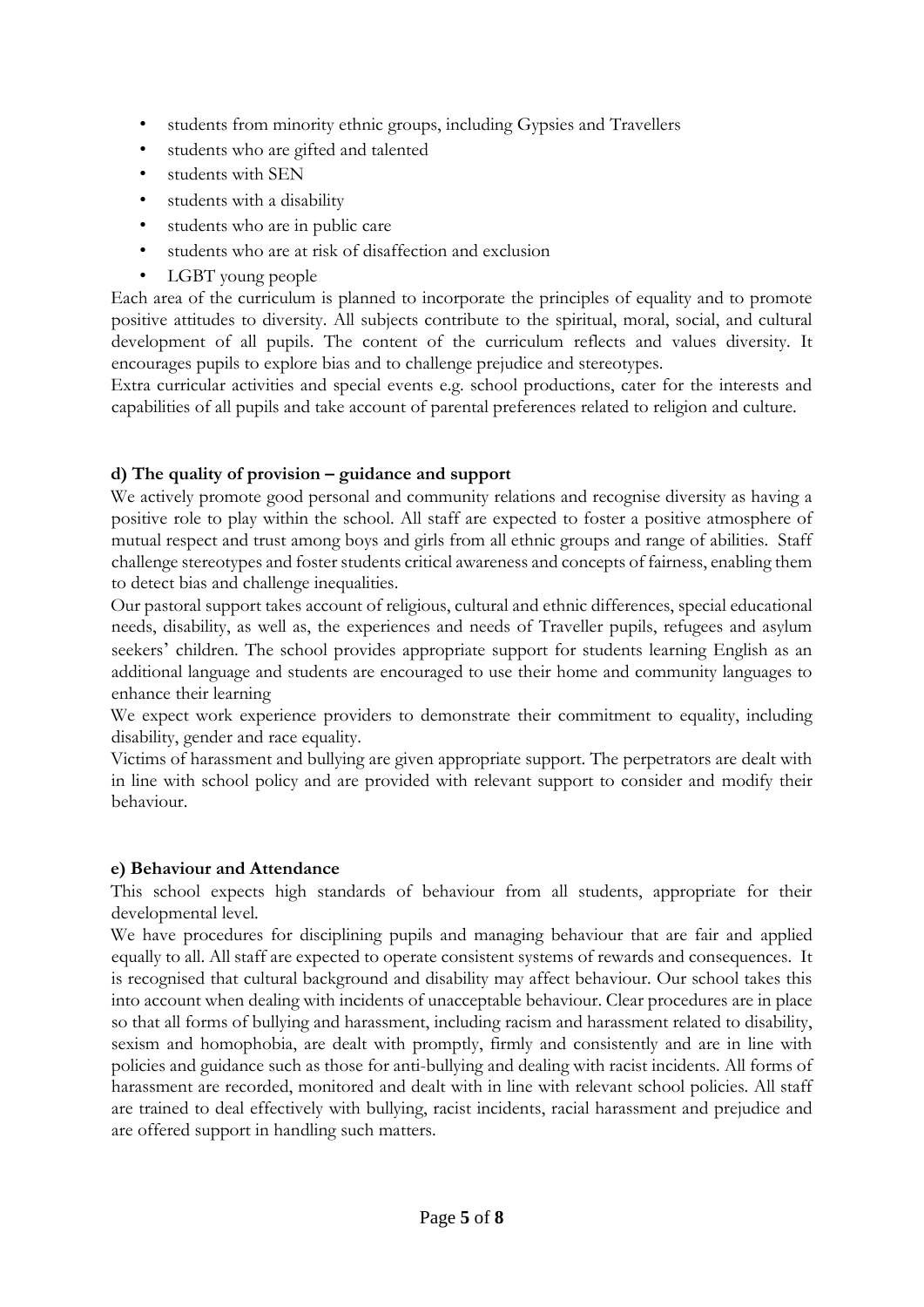- students from minority ethnic groups, including Gypsies and Travellers
- students who are gifted and talented
- students with SEN
- students with a disability
- students who are in public care
- students who are at risk of disaffection and exclusion
- LGBT young people

Each area of the curriculum is planned to incorporate the principles of equality and to promote positive attitudes to diversity. All subjects contribute to the spiritual, moral, social, and cultural development of all pupils. The content of the curriculum reflects and values diversity. It encourages pupils to explore bias and to challenge prejudice and stereotypes.

Extra curricular activities and special events e.g. school productions, cater for the interests and capabilities of all pupils and take account of parental preferences related to religion and culture.

**d) The quality of provision – guidance and support**

We actively promote good personal and community relations and recognise diversity as having a positive role to play within the school. All staff are expected to foster a positive atmosphere of mutual respect and trust among boys and girls from all ethnic groups and range of abilities. Staff challenge stereotypes and foster students critical awareness and concepts of fairness, enabling them to detect bias and challenge inequalities.

Our pastoral support takes account of religious, cultural and ethnic differences, special educational needs, disability, as well as, the experiences and needs of Traveller pupils, refugees and asylum seekers' children. The school provides appropriate support for students learning English as an additional language and students are encouraged to use their home and community languages to enhance their learning

We expect work experience providers to demonstrate their commitment to equality, including disability, gender and race equality.

Victims of harassment and bullying are given appropriate support. The perpetrators are dealt with in line with school policy and are provided with relevant support to consider and modify their behaviour.

**e) Behaviour and Attendance**

This school expects high standards of behaviour from all students, appropriate for their developmental level.

We have procedures for disciplining pupils and managing behaviour that are fair and applied equally to all. All staff are expected to operate consistent systems of rewards and consequences. It is recognised that cultural background and disability may affect behaviour. Our school takes this into account when dealing with incidents of unacceptable behaviour. Clear procedures are in place so that all forms of bullying and harassment, including racism and harassment related to disability, sexism and homophobia, are dealt with promptly, firmly and consistently and are in line with policies and guidance such as those for anti-bullying and dealing with racist incidents. All forms of harassment are recorded, monitored and dealt with in line with relevant school policies. All staff are trained to deal effectively with bullying, racist incidents, racial harassment and prejudice and are offered support in handling such matters.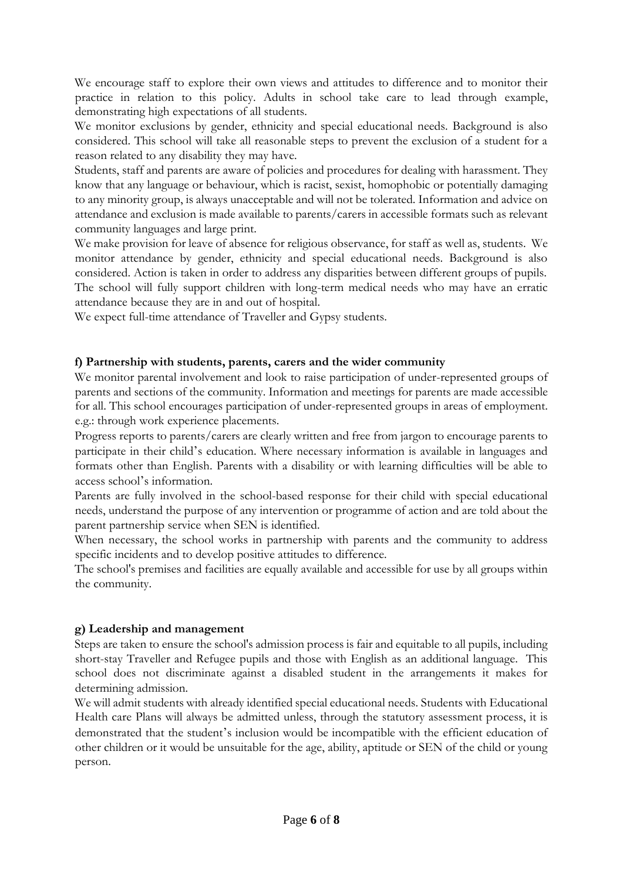We encourage staff to explore their own views and attitudes to difference and to monitor their practice in relation to this policy. Adults in school take care to lead through example, demonstrating high expectations of all students.

We monitor exclusions by gender, ethnicity and special educational needs. Background is also considered. This school will take all reasonable steps to prevent the exclusion of a student for a reason related to any disability they may have.

Students, staff and parents are aware of policies and procedures for dealing with harassment. They know that any language or behaviour, which is racist, sexist, homophobic or potentially damaging to any minority group, is always unacceptable and will not be tolerated. Information and advice on attendance and exclusion is made available to parents/carers in accessible formats such as relevant community languages and large print.

We make provision for leave of absence for religious observance, for staff as well as, students. We monitor attendance by gender, ethnicity and special educational needs. Background is also considered. Action is taken in order to address any disparities between different groups of pupils. The school will fully support children with long-term medical needs who may have an erratic attendance because they are in and out of hospital.

We expect full-time attendance of Traveller and Gypsy students.

**f) Partnership with students, parents, carers and the wider community**

We monitor parental involvement and look to raise participation of under-represented groups of parents and sections of the community. Information and meetings for parents are made accessible for all. This school encourages participation of under-represented groups in areas of employment. e.g.: through work experience placements.

Progress reports to parents/carers are clearly written and free from jargon to encourage parents to participate in their child's education. Where necessary information is available in languages and formats other than English. Parents with a disability or with learning difficulties will be able to access school's information.

Parents are fully involved in the school-based response for their child with special educational needs, understand the purpose of any intervention or programme of action and are told about the parent partnership service when SEN is identified.

When necessary, the school works in partnership with parents and the community to address specific incidents and to develop positive attitudes to difference.

The school's premises and facilities are equally available and accessible for use by all groups within the community.

**g) Leadership and management**

Steps are taken to ensure the school's admission process is fair and equitable to all pupils, including short-stay Traveller and Refugee pupils and those with English as an additional language. This school does not discriminate against a disabled student in the arrangements it makes for determining admission.

We will admit students with already identified special educational needs. Students with Educational Health care Plans will always be admitted unless, through the statutory assessment process, it is demonstrated that the student's inclusion would be incompatible with the efficient education of other children or it would be unsuitable for the age, ability, aptitude or SEN of the child or young person.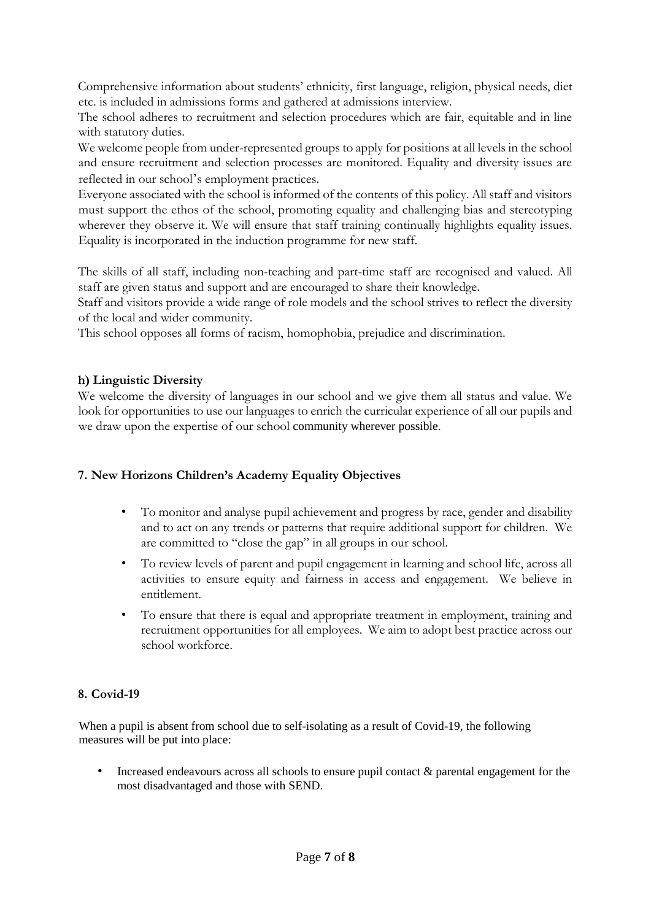Comprehensive information about students' ethnicity, first language, religion, physical needs, diet etc. is included in admissions forms and gathered at admissions interview.

The school adheres to recruitment and selection procedures which are fair, equitable and in line with statutory duties.

We welcome people from under-represented groups to apply for positions at all levels in the school and ensure recruitment and selection processes are monitored. Equality and diversity issues are reflected in our school's employment practices.

Everyone associated with the school is informed of the contents of this policy. All staff and visitors must support the ethos of the school, promoting equality and challenging bias and stereotyping wherever they observe it. We will ensure that staff training continually highlights equality issues. Equality is incorporated in the induction programme for new staff.

The skills of all staff, including non-teaching and part-time staff are recognised and valued. All staff are given status and support and are encouraged to share their knowledge.

Staff and visitors provide a wide range of role models and the school strives to reflect the diversity of the local and wider community.

This school opposes all forms of racism, homophobia, prejudice and discrimination.

**h) Linguistic Diversity**

We welcome the diversity of languages in our school and we give them all status and value. We look for opportunities to use our languages to enrich the curricular experience of all our pupils and we draw upon the expertise of our school community wherever possible.

## 7. New Horizons Children's Academy Equality Objectives

- To monitor and analyse pupil achievement and progress by race, gender and disability and to act on any trends or patterns that require additional support for children. We are committed to "close the gap" in all groups in our school.
- To review levels of parent and pupil engagement in learning and school life, across all activities to ensure equity and fairness in access and engagement. We believe in entitlement.
- To ensure that there is equal and appropriate treatment in employment, training and recruitment opportunities for all employees. We aim to adopt best practice across our school workforce.

## 8. Covid-19

When a pupil is absent from school due to self-isolating as a result of Covid-19, the following measures will be put into place:

- Increased endeavours across all schools to ensure pupil contact & parental engagement for the most disadvantaged and those with SEND.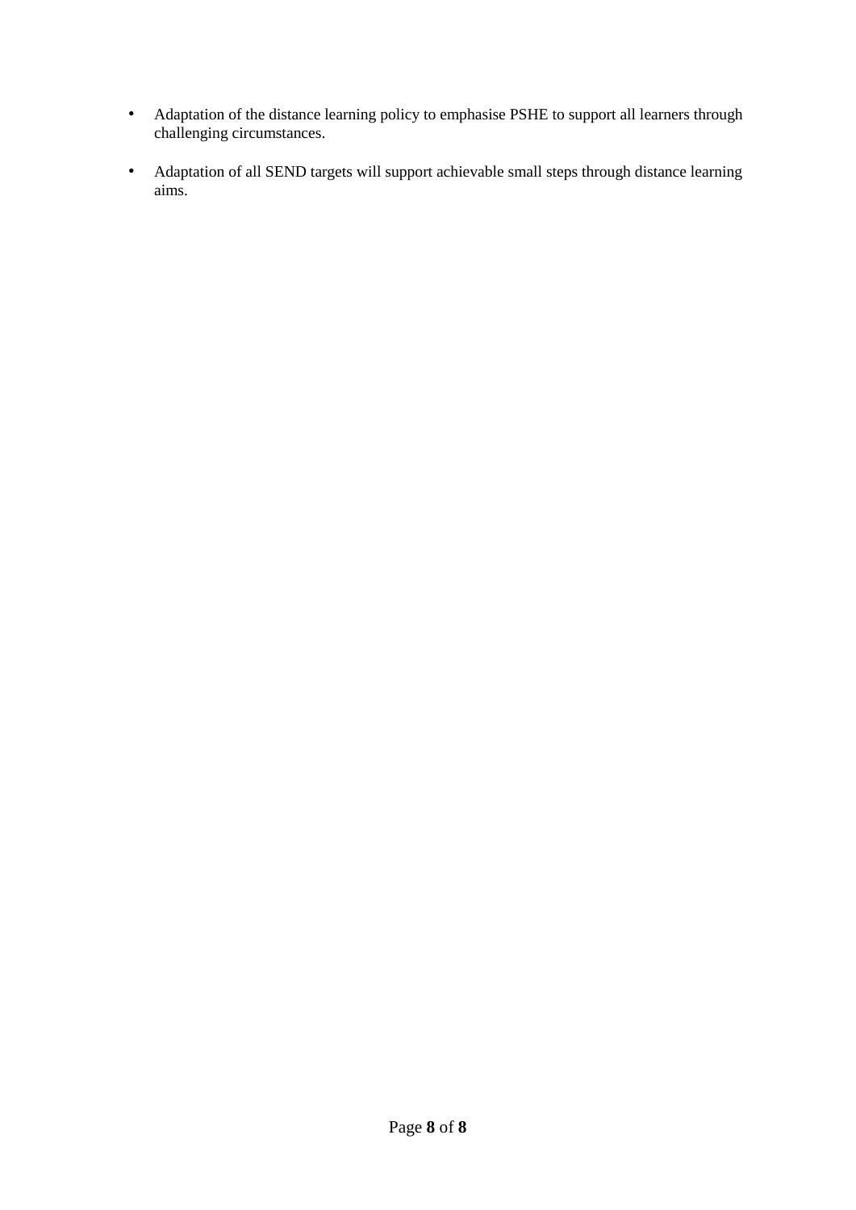- Adaptation of the distance learning policy to emphasise PSHE to support all learners through challenging circumstances.

- Adaptation of all SEND targets will support achievable small steps through distance learning aims.